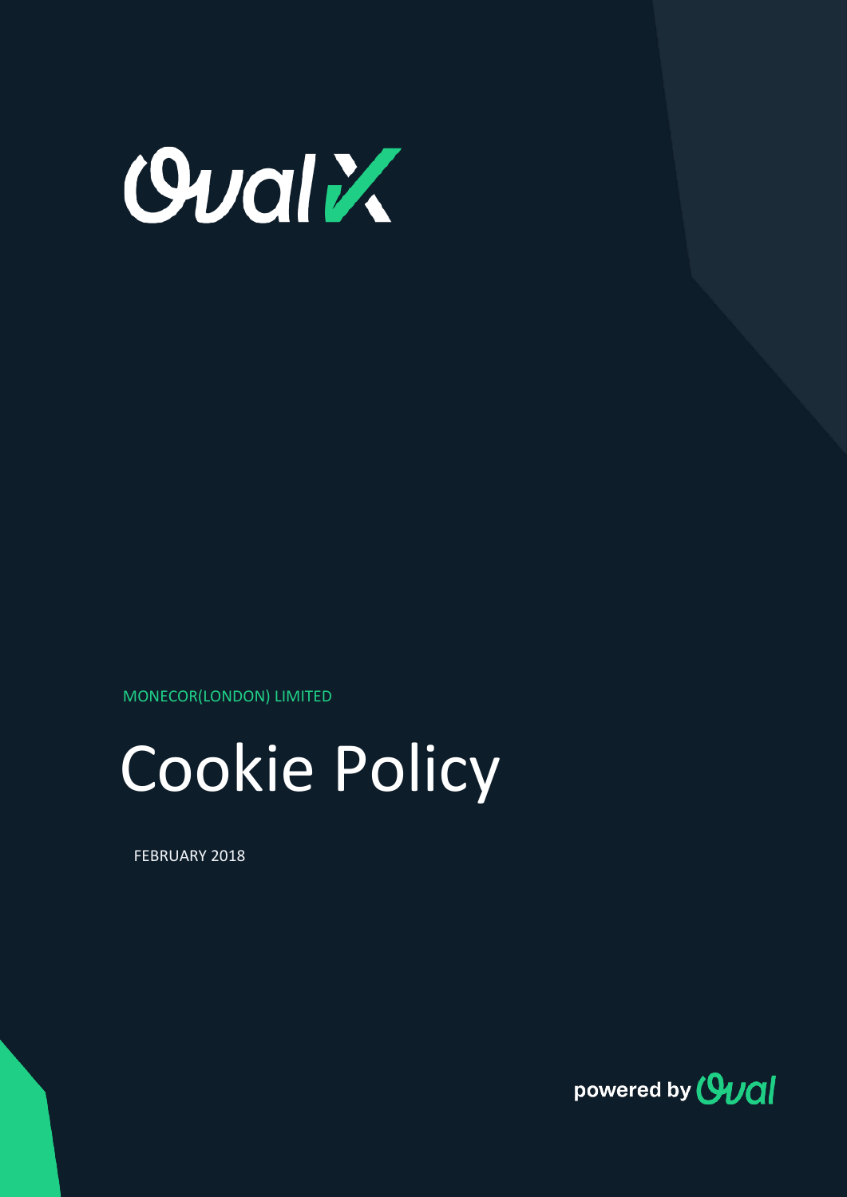OvalX

MONECOR(LONDON) LIMITED

# Cookie Policy

FEBRUARY 2018

powered by Oval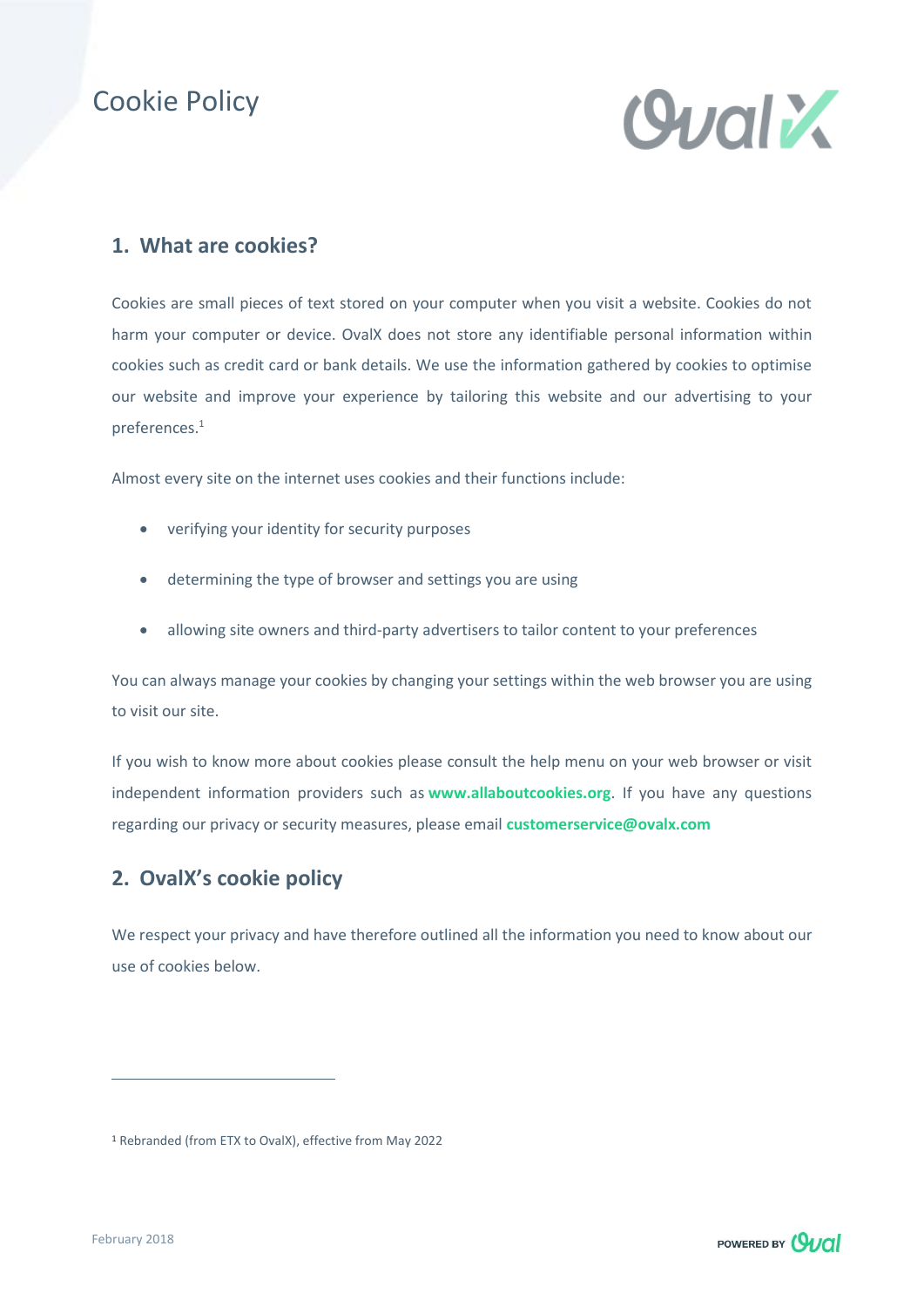# Cookie Policy

## 1. What are cookies?

Cookies are small pieces of text stored on your computer when you visit a website. Cookies do not harm your computer or device. OvalX does not store any identifiable personal information within cookies such as credit card or bank details. We use the information gathered by cookies to optimise our website and improve your experience by tailoring this website and our advertising to your preferences.[1]

Almost every site on the internet uses cookies and their functions include:

- verifying your identity for security purposes
- determining the type of browser and settings you are using
- allowing site owners and third-party advertisers to tailor content to your preferences

You can always manage your cookies by changing your settings within the web browser you are using to visit our site.

If you wish to know more about cookies please consult the help menu on your web browser or visit independent information providers such as **www.allaboutcookies.org**. If you have any questions regarding our privacy or security measures, please email **customerservice@ovalx.com**

## 2. OvalX's cookie policy

We respect your privacy and have therefore outlined all the information you need to know about our use of cookies below.

---

[1] Rebranded (from ETX to OvalX), effective from May 2022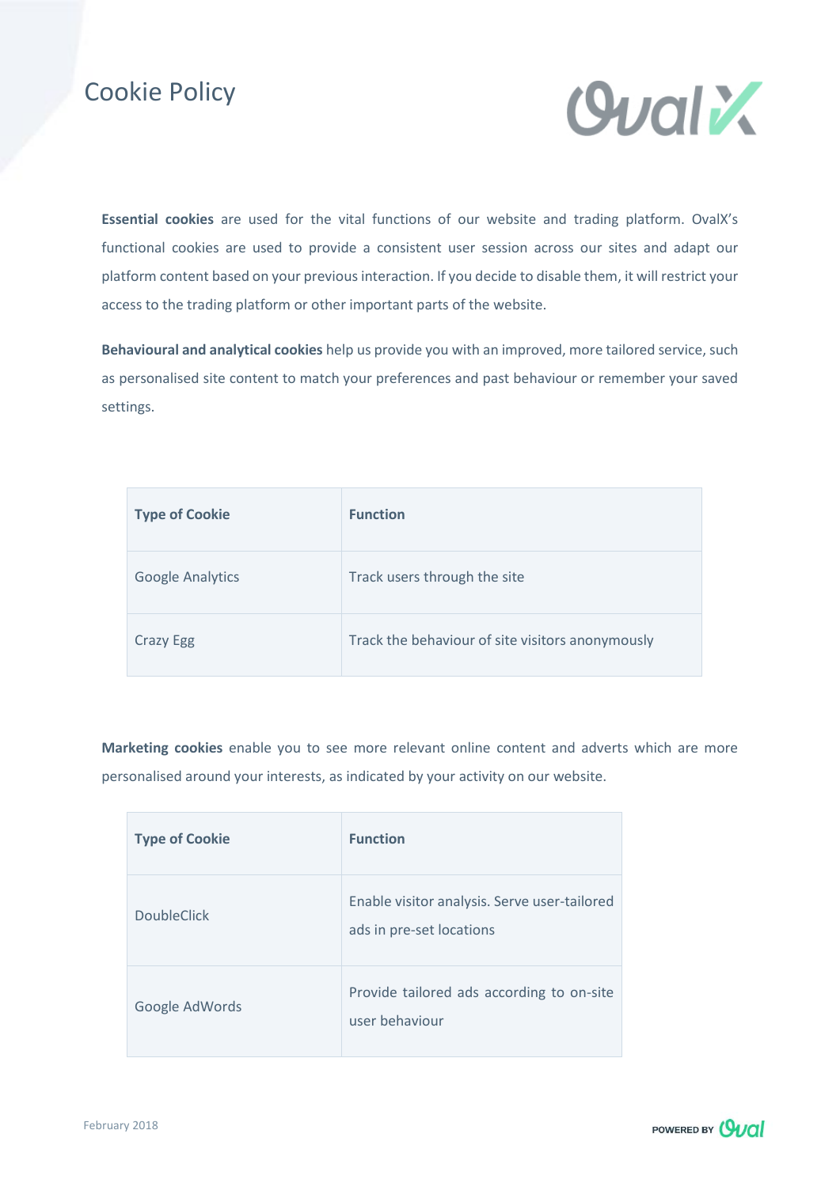# Cookie Policy

**Essential cookies** are used for the vital functions of our website and trading platform. OvalX's functional cookies are used to provide a consistent user session across our sites and adapt our platform content based on your previous interaction. If you decide to disable them, it will restrict your access to the trading platform or other important parts of the website.

**Behavioural and analytical cookies** help us provide you with an improved, more tailored service, such as personalised site content to match your preferences and past behaviour or remember your saved settings.

| Type of Cookie | Function |
|---|---|
| Google Analytics | Track users through the site |
| Crazy Egg | Track the behaviour of site visitors anonymously |

**Marketing cookies** enable you to see more relevant online content and adverts which are more personalised around your interests, as indicated by your activity on our website.

| Type of Cookie | Function |
|---|---|
| DoubleClick | Enable visitor analysis. Serve user-tailored ads in pre-set locations |
| Google AdWords | Provide tailored ads according to on-site user behaviour |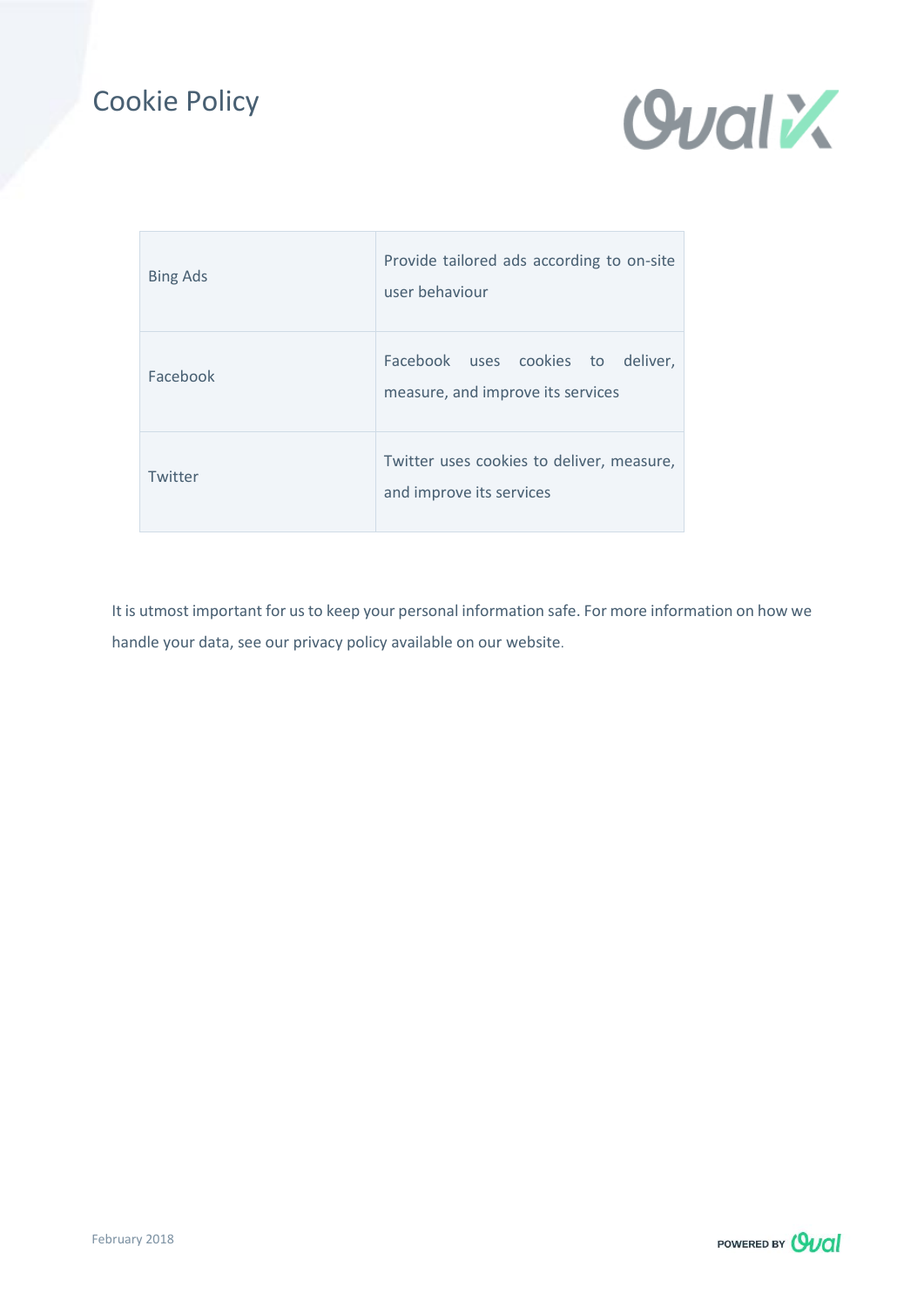| | |
|---|---|
| Bing Ads | Provide tailored ads according to on-site user behaviour |
| Facebook | Facebook uses cookies to deliver, measure, and improve its services |
| Twitter | Twitter uses cookies to deliver, measure, and improve its services |

It is utmost important for us to keep your personal information safe. For more information on how we handle your data, see our privacy policy available on our website.